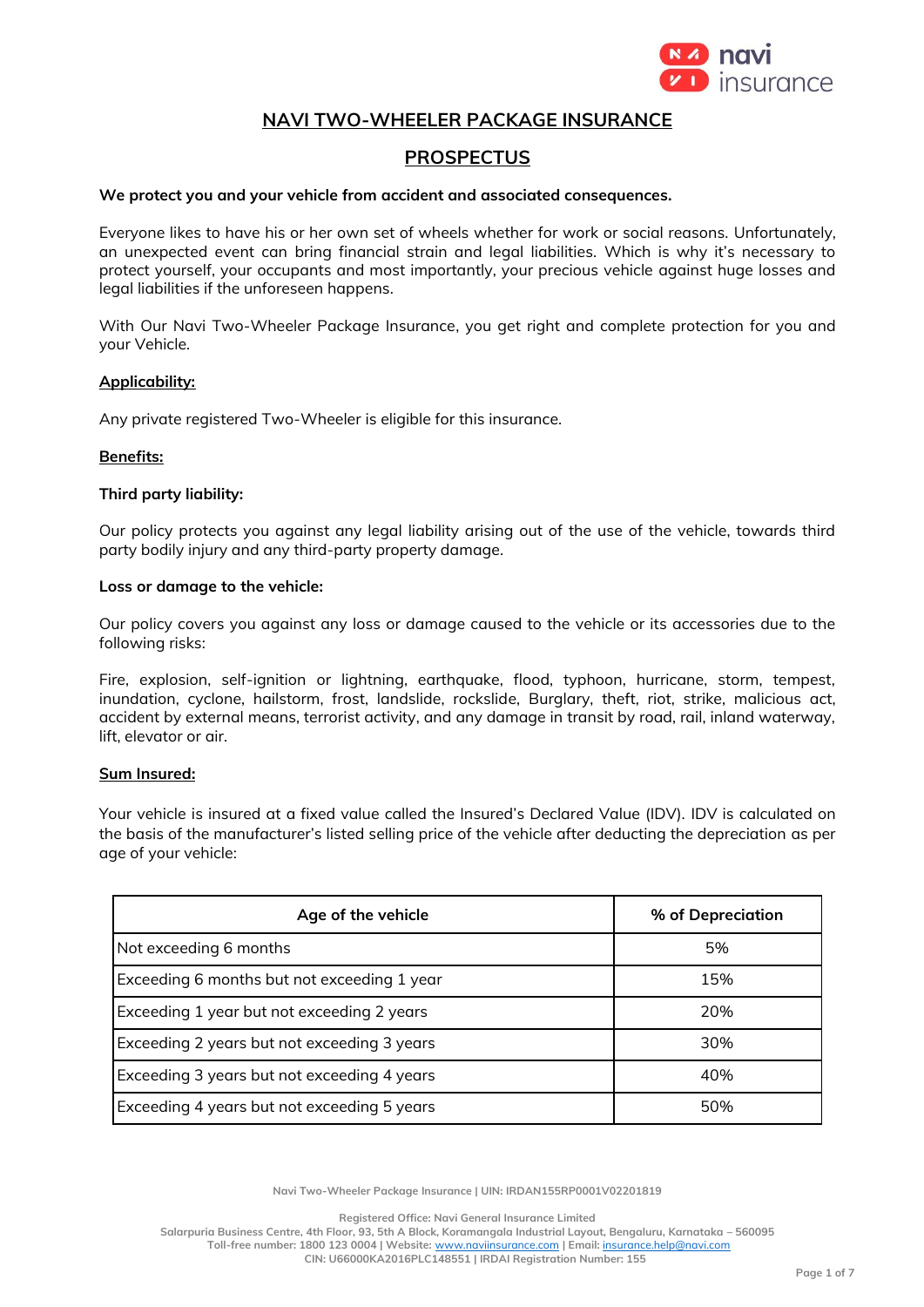# NAVI TWO-WHEELER PACKAGE INSURANCE

## PROSPECTUS

**We protect you and your vehicle from accident and associated consequences.**

Everyone likes to have his or her own set of wheels whether for work or social reasons. Unfortunately, an unexpected event can bring financial strain and legal liabilities. Which is why it's necessary to protect yourself, your occupants and most importantly, your precious vehicle against huge losses and legal liabilities if the unforeseen happens.

With Our Navi Two-Wheeler Package Insurance, you get right and complete protection for you and your Vehicle.

### Applicability:

Any private registered Two-Wheeler is eligible for this insurance.

### Benefits:

**Third party liability:**

Our policy protects you against any legal liability arising out of the use of the vehicle, towards third party bodily injury and any third-party property damage.

**Loss or damage to the vehicle:**

Our policy covers you against any loss or damage caused to the vehicle or its accessories due to the following risks:

Fire, explosion, self-ignition or lightning, earthquake, flood, typhoon, hurricane, storm, tempest, inundation, cyclone, hailstorm, frost, landslide, rockslide, Burglary, theft, riot, strike, malicious act, accident by external means, terrorist activity, and any damage in transit by road, rail, inland waterway, lift, elevator or air.

### Sum Insured:

Your vehicle is insured at a fixed value called the Insured's Declared Value (IDV). IDV is calculated on the basis of the manufacturer's listed selling price of the vehicle after deducting the depreciation as per age of your vehicle:

| Age of the vehicle | % of Depreciation |
|---|---|
| Not exceeding 6 months | 5% |
| Exceeding 6 months but not exceeding 1 year | 15% |
| Exceeding 1 year but not exceeding 2 years | 20% |
| Exceeding 2 years but not exceeding 3 years | 30% |
| Exceeding 3 years but not exceeding 4 years | 40% |
| Exceeding 4 years but not exceeding 5 years | 50% |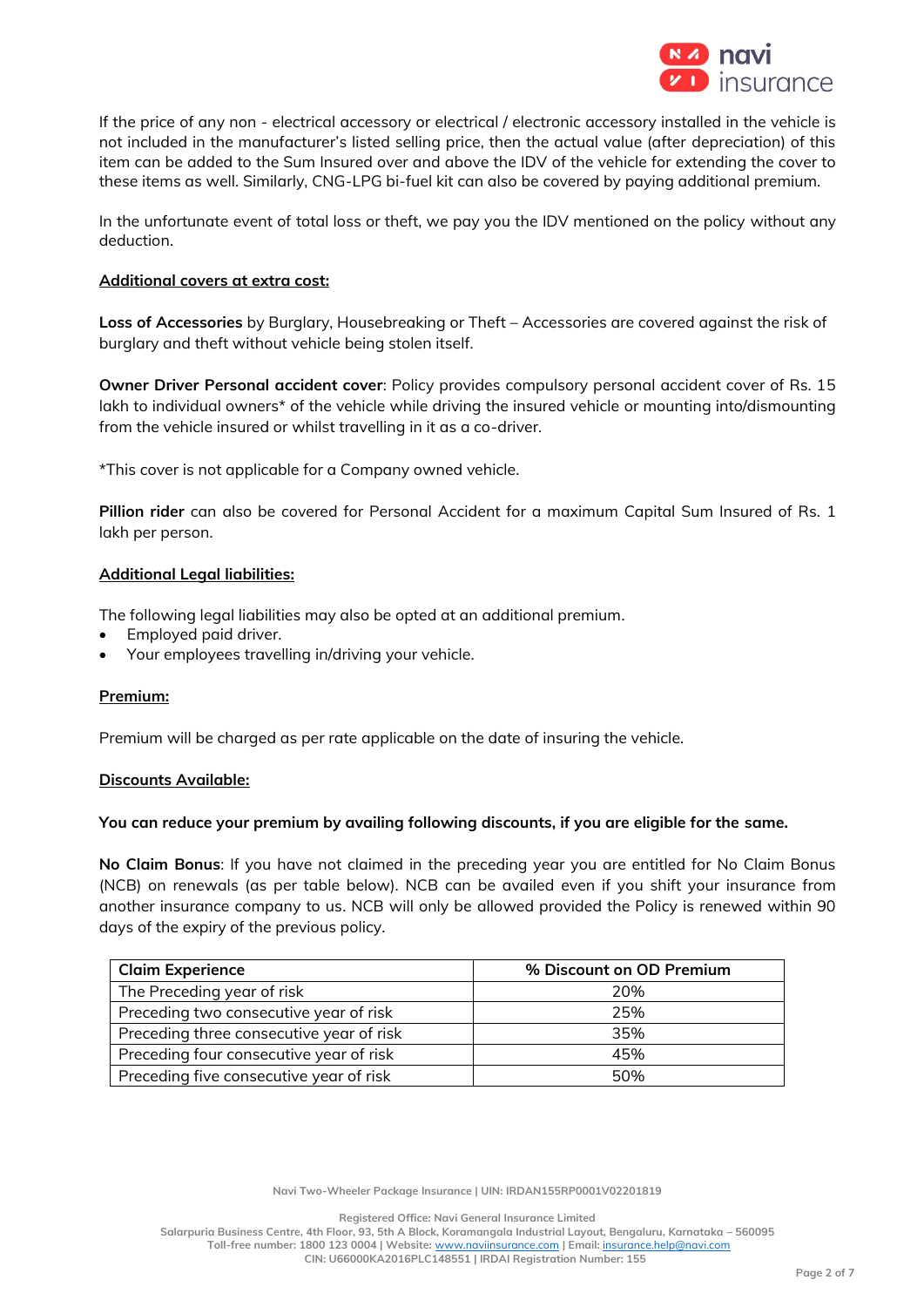If the price of any non - electrical accessory or electrical / electronic accessory installed in the vehicle is not included in the manufacturer's listed selling price, then the actual value (after depreciation) of this item can be added to the Sum Insured over and above the IDV of the vehicle for extending the cover to these items as well. Similarly, CNG-LPG bi-fuel kit can also be covered by paying additional premium.

In the unfortunate event of total loss or theft, we pay you the IDV mentioned on the policy without any deduction.

## Additional covers at extra cost:

**Loss of Accessories** by Burglary, Housebreaking or Theft – Accessories are covered against the risk of burglary and theft without vehicle being stolen itself.

**Owner Driver Personal accident cover**: Policy provides compulsory personal accident cover of Rs. 15 lakh to individual owners* of the vehicle while driving the insured vehicle or mounting into/dismounting from the vehicle insured or whilst travelling in it as a co-driver.

*This cover is not applicable for a Company owned vehicle.

**Pillion rider** can also be covered for Personal Accident for a maximum Capital Sum Insured of Rs. 1 lakh per person.

## Additional Legal liabilities:

The following legal liabilities may also be opted at an additional premium.

- Employed paid driver.
- Your employees travelling in/driving your vehicle.

## Premium:

Premium will be charged as per rate applicable on the date of insuring the vehicle.

## Discounts Available:

**You can reduce your premium by availing following discounts, if you are eligible for the same.**

**No Claim Bonus**: If you have not claimed in the preceding year you are entitled for No Claim Bonus (NCB) on renewals (as per table below). NCB can be availed even if you shift your insurance from another insurance company to us. NCB will only be allowed provided the Policy is renewed within 90 days of the expiry of the previous policy.

| Claim Experience | % Discount on OD Premium |
|---|---|
| The Preceding year of risk | 20% |
| Preceding two consecutive year of risk | 25% |
| Preceding three consecutive year of risk | 35% |
| Preceding four consecutive year of risk | 45% |
| Preceding five consecutive year of risk | 50% |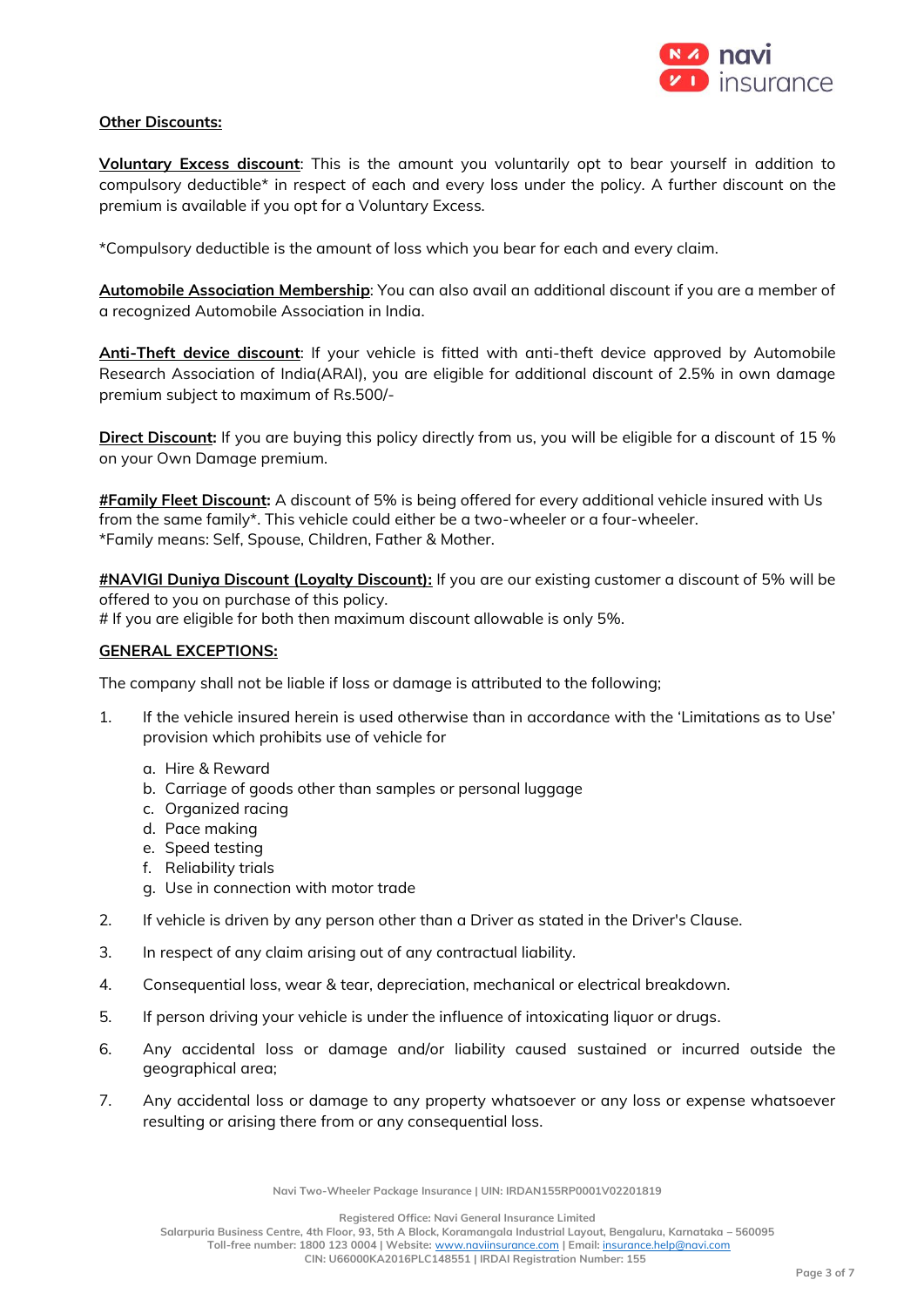**Other Discounts:**

**Voluntary Excess discount**: This is the amount you voluntarily opt to bear yourself in addition to compulsory deductible* in respect of each and every loss under the policy. A further discount on the premium is available if you opt for a Voluntary Excess.

*Compulsory deductible is the amount of loss which you bear for each and every claim.

**Automobile Association Membership**: You can also avail an additional discount if you are a member of a recognized Automobile Association in India.

**Anti-Theft device discount**: If your vehicle is fitted with anti-theft device approved by Automobile Research Association of India(ARAI), you are eligible for additional discount of 2.5% in own damage premium subject to maximum of Rs.500/-

**Direct Discount:** If you are buying this policy directly from us, you will be eligible for a discount of 15 % on your Own Damage premium.

**#Family Fleet Discount:** A discount of 5% is being offered for every additional vehicle insured with Us from the same family*. This vehicle could either be a two-wheeler or a four-wheeler.
*Family means: Self, Spouse, Children, Father & Mother.

**#NAVIGI Duniya Discount (Loyalty Discount):** If you are our existing customer a discount of 5% will be offered to you on purchase of this policy.
# If you are eligible for both then maximum discount allowable is only 5%.

**GENERAL EXCEPTIONS:**

The company shall not be liable if loss or damage is attributed to the following;

1. If the vehicle insured herein is used otherwise than in accordance with the 'Limitations as to Use' provision which prohibits use of vehicle for
    a. Hire & Reward
    b. Carriage of goods other than samples or personal luggage
    c. Organized racing
    d. Pace making
    e. Speed testing
    f. Reliability trials
    g. Use in connection with motor trade
2. If vehicle is driven by any person other than a Driver as stated in the Driver's Clause.
3. In respect of any claim arising out of any contractual liability.
4. Consequential loss, wear & tear, depreciation, mechanical or electrical breakdown.
5. If person driving your vehicle is under the influence of intoxicating liquor or drugs.
6. Any accidental loss or damage and/or liability caused sustained or incurred outside the geographical area;
7. Any accidental loss or damage to any property whatsoever or any loss or expense whatsoever resulting or arising there from or any consequential loss.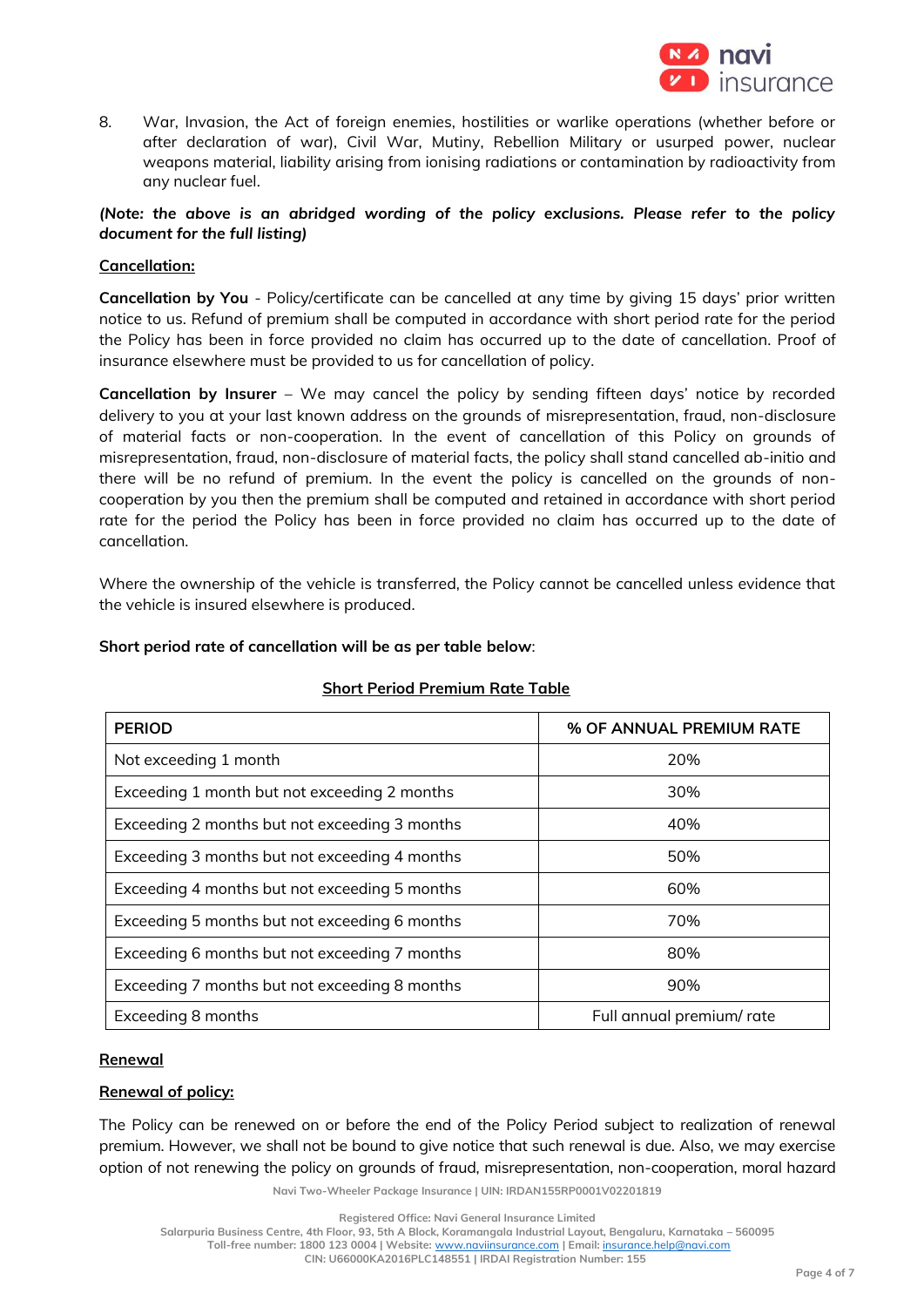8. War, Invasion, the Act of foreign enemies, hostilities or warlike operations (whether before or after declaration of war), Civil War, Mutiny, Rebellion Military or usurped power, nuclear weapons material, liability arising from ionising radiations or contamination by radioactivity from any nuclear fuel.

***(Note: the above is an abridged wording of the policy exclusions. Please refer to the policy document for the full listing)***

**Cancellation:**

**Cancellation by You** - Policy/certificate can be cancelled at any time by giving 15 days' prior written notice to us. Refund of premium shall be computed in accordance with short period rate for the period the Policy has been in force provided no claim has occurred up to the date of cancellation. Proof of insurance elsewhere must be provided to us for cancellation of policy.

**Cancellation by Insurer** – We may cancel the policy by sending fifteen days' notice by recorded delivery to you at your last known address on the grounds of misrepresentation, fraud, non-disclosure of material facts or non-cooperation. In the event of cancellation of this Policy on grounds of misrepresentation, fraud, non-disclosure of material facts, the policy shall stand cancelled ab-initio and there will be no refund of premium. In the event the policy is cancelled on the grounds of non-cooperation by you then the premium shall be computed and retained in accordance with short period rate for the period the Policy has been in force provided no claim has occurred up to the date of cancellation.

Where the ownership of the vehicle is transferred, the Policy cannot be cancelled unless evidence that the vehicle is insured elsewhere is produced.

**Short period rate of cancellation will be as per table below**:

**Short Period Premium Rate Table**

| PERIOD | % OF ANNUAL PREMIUM RATE |
|---|---|
| Not exceeding 1 month | 20% |
| Exceeding 1 month but not exceeding 2 months | 30% |
| Exceeding 2 months but not exceeding 3 months | 40% |
| Exceeding 3 months but not exceeding 4 months | 50% |
| Exceeding 4 months but not exceeding 5 months | 60% |
| Exceeding 5 months but not exceeding 6 months | 70% |
| Exceeding 6 months but not exceeding 7 months | 80% |
| Exceeding 7 months but not exceeding 8 months | 90% |
| Exceeding 8 months | Full annual premium/ rate |

**Renewal**

**Renewal of policy:**

The Policy can be renewed on or before the end of the Policy Period subject to realization of renewal premium. However, we shall not be bound to give notice that such renewal is due. Also, we may exercise option of not renewing the policy on grounds of fraud, misrepresentation, non-cooperation, moral hazard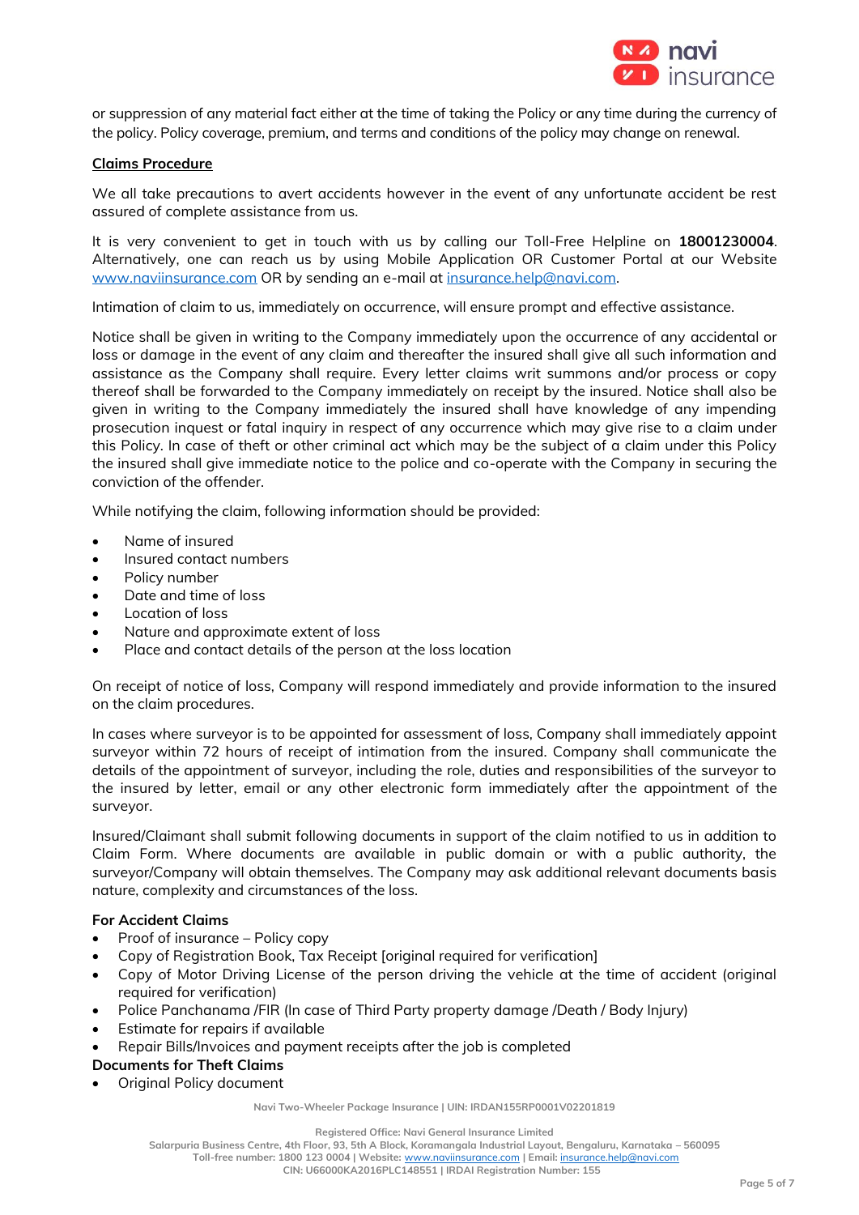or suppression of any material fact either at the time of taking the Policy or any time during the currency of the policy. Policy coverage, premium, and terms and conditions of the policy may change on renewal.

**Claims Procedure**

We all take precautions to avert accidents however in the event of any unfortunate accident be rest assured of complete assistance from us.

It is very convenient to get in touch with us by calling our Toll-Free Helpline on **18001230004**. Alternatively, one can reach us by using Mobile Application OR Customer Portal at our Website www.naviinsurance.com OR by sending an e-mail at insurance.help@navi.com.

Intimation of claim to us, immediately on occurrence, will ensure prompt and effective assistance.

Notice shall be given in writing to the Company immediately upon the occurrence of any accidental or loss or damage in the event of any claim and thereafter the insured shall give all such information and assistance as the Company shall require. Every letter claims writ summons and/or process or copy thereof shall be forwarded to the Company immediately on receipt by the insured. Notice shall also be given in writing to the Company immediately the insured shall have knowledge of any impending prosecution inquest or fatal inquiry in respect of any occurrence which may give rise to a claim under this Policy. In case of theft or other criminal act which may be the subject of a claim under this Policy the insured shall give immediate notice to the police and co-operate with the Company in securing the conviction of the offender.

While notifying the claim, following information should be provided:

- Name of insured
- Insured contact numbers
- Policy number
- Date and time of loss
- Location of loss
- Nature and approximate extent of loss
- Place and contact details of the person at the loss location

On receipt of notice of loss, Company will respond immediately and provide information to the insured on the claim procedures.

In cases where surveyor is to be appointed for assessment of loss, Company shall immediately appoint surveyor within 72 hours of receipt of intimation from the insured. Company shall communicate the details of the appointment of surveyor, including the role, duties and responsibilities of the surveyor to the insured by letter, email or any other electronic form immediately after the appointment of the surveyor.

Insured/Claimant shall submit following documents in support of the claim notified to us in addition to Claim Form. Where documents are available in public domain or with a public authority, the surveyor/Company will obtain themselves. The Company may ask additional relevant documents basis nature, complexity and circumstances of the loss.

**For Accident Claims**

- Proof of insurance – Policy copy
- Copy of Registration Book, Tax Receipt [original required for verification]
- Copy of Motor Driving License of the person driving the vehicle at the time of accident (original required for verification)
- Police Panchanama /FIR (In case of Third Party property damage /Death / Body Injury)
- Estimate for repairs if available
- Repair Bills/Invoices and payment receipts after the job is completed

**Documents for Theft Claims**

- Original Policy document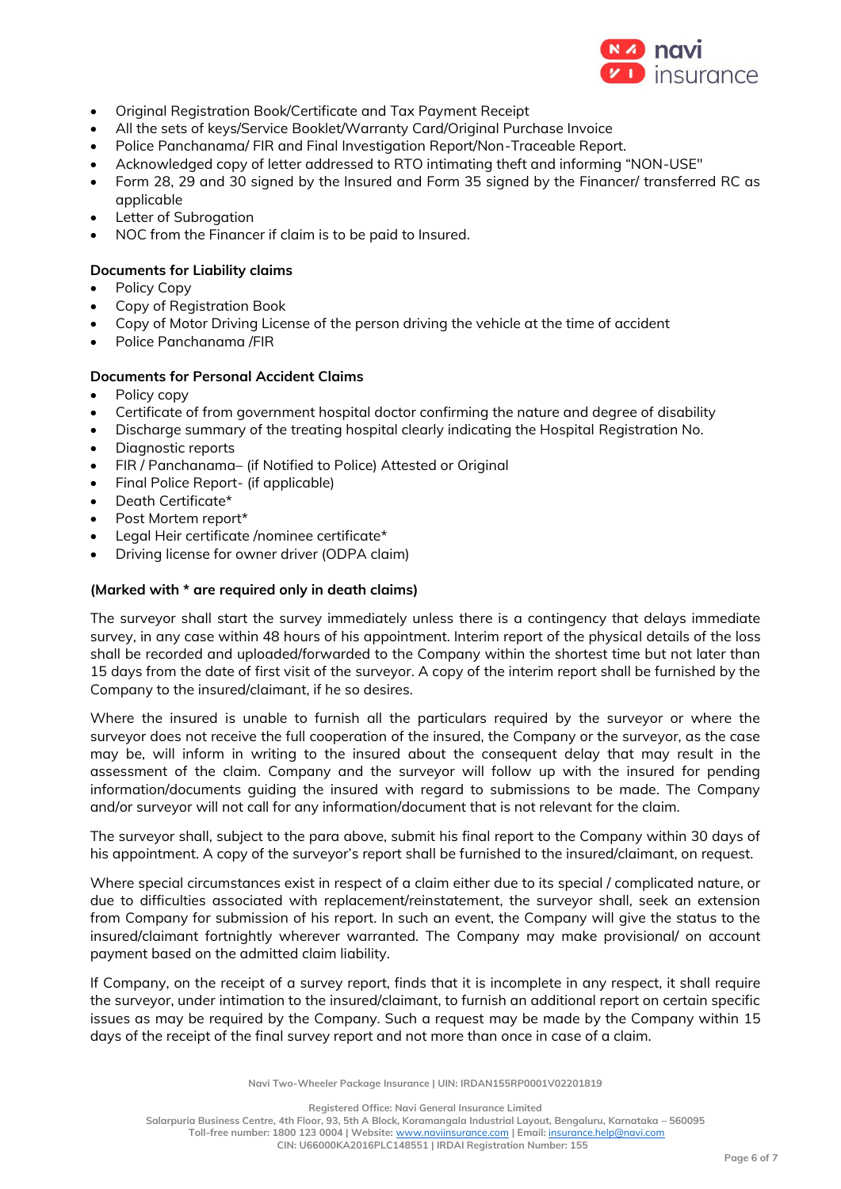- Original Registration Book/Certificate and Tax Payment Receipt
- All the sets of keys/Service Booklet/Warranty Card/Original Purchase Invoice
- Police Panchanama/ FIR and Final Investigation Report/Non-Traceable Report.
- Acknowledged copy of letter addressed to RTO intimating theft and informing "NON-USE"
- Form 28, 29 and 30 signed by the Insured and Form 35 signed by the Financer/ transferred RC as applicable
- Letter of Subrogation
- NOC from the Financer if claim is to be paid to Insured.

**Documents for Liability claims**

- Policy Copy
- Copy of Registration Book
- Copy of Motor Driving License of the person driving the vehicle at the time of accident
- Police Panchanama /FIR

**Documents for Personal Accident Claims**

- Policy copy
- Certificate of from government hospital doctor confirming the nature and degree of disability
- Discharge summary of the treating hospital clearly indicating the Hospital Registration No.
- Diagnostic reports
- FIR / Panchanama– (if Notified to Police) Attested or Original
- Final Police Report- (if applicable)
- Death Certificate*
- Post Mortem report*
- Legal Heir certificate /nominee certificate*
- Driving license for owner driver (ODPA claim)

**(Marked with * are required only in death claims)**

The surveyor shall start the survey immediately unless there is a contingency that delays immediate survey, in any case within 48 hours of his appointment. Interim report of the physical details of the loss shall be recorded and uploaded/forwarded to the Company within the shortest time but not later than 15 days from the date of first visit of the surveyor. A copy of the interim report shall be furnished by the Company to the insured/claimant, if he so desires.

Where the insured is unable to furnish all the particulars required by the surveyor or where the surveyor does not receive the full cooperation of the insured, the Company or the surveyor, as the case may be, will inform in writing to the insured about the consequent delay that may result in the assessment of the claim. Company and the surveyor will follow up with the insured for pending information/documents guiding the insured with regard to submissions to be made. The Company and/or surveyor will not call for any information/document that is not relevant for the claim.

The surveyor shall, subject to the para above, submit his final report to the Company within 30 days of his appointment. A copy of the surveyor's report shall be furnished to the insured/claimant, on request.

Where special circumstances exist in respect of a claim either due to its special / complicated nature, or due to difficulties associated with replacement/reinstatement, the surveyor shall, seek an extension from Company for submission of his report. In such an event, the Company will give the status to the insured/claimant fortnightly wherever warranted. The Company may make provisional/ on account payment based on the admitted claim liability.

If Company, on the receipt of a survey report, finds that it is incomplete in any respect, it shall require the surveyor, under intimation to the insured/claimant, to furnish an additional report on certain specific issues as may be required by the Company. Such a request may be made by the Company within 15 days of the receipt of the final survey report and not more than once in case of a claim.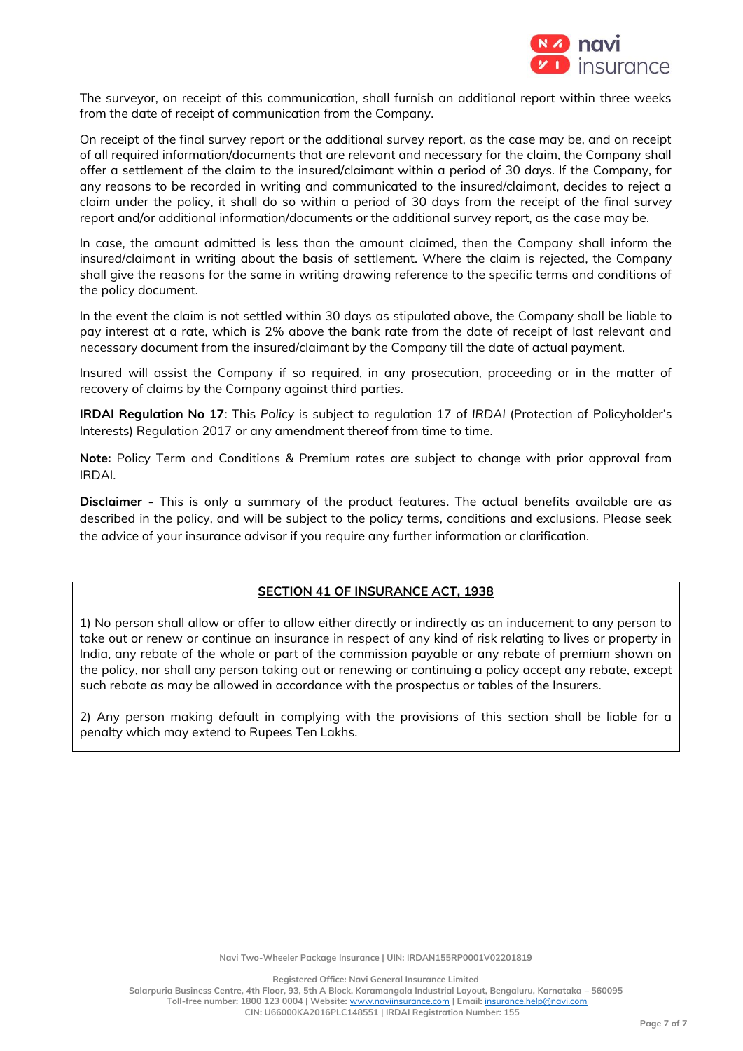The surveyor, on receipt of this communication, shall furnish an additional report within three weeks from the date of receipt of communication from the Company.

On receipt of the final survey report or the additional survey report, as the case may be, and on receipt of all required information/documents that are relevant and necessary for the claim, the Company shall offer a settlement of the claim to the insured/claimant within a period of 30 days. If the Company, for any reasons to be recorded in writing and communicated to the insured/claimant, decides to reject a claim under the policy, it shall do so within a period of 30 days from the receipt of the final survey report and/or additional information/documents or the additional survey report, as the case may be.

In case, the amount admitted is less than the amount claimed, then the Company shall inform the insured/claimant in writing about the basis of settlement. Where the claim is rejected, the Company shall give the reasons for the same in writing drawing reference to the specific terms and conditions of the policy document.

In the event the claim is not settled within 30 days as stipulated above, the Company shall be liable to pay interest at a rate, which is 2% above the bank rate from the date of receipt of last relevant and necessary document from the insured/claimant by the Company till the date of actual payment.

Insured will assist the Company if so required, in any prosecution, proceeding or in the matter of recovery of claims by the Company against third parties.

**IRDAI Regulation No 17**: This *Policy* is subject to regulation 17 of *IRDAI* (Protection of Policyholder's Interests) Regulation 2017 or any amendment thereof from time to time.

**Note:** Policy Term and Conditions & Premium rates are subject to change with prior approval from IRDAI.

**Disclaimer -** This is only a summary of the product features. The actual benefits available are as described in the policy, and will be subject to the policy terms, conditions and exclusions. Please seek the advice of your insurance advisor if you require any further information or clarification.

## SECTION 41 OF INSURANCE ACT, 1938

1) No person shall allow or offer to allow either directly or indirectly as an inducement to any person to take out or renew or continue an insurance in respect of any kind of risk relating to lives or property in India, any rebate of the whole or part of the commission payable or any rebate of premium shown on the policy, nor shall any person taking out or renewing or continuing a policy accept any rebate, except such rebate as may be allowed in accordance with the prospectus or tables of the Insurers.

2) Any person making default in complying with the provisions of this section shall be liable for a penalty which may extend to Rupees Ten Lakhs.